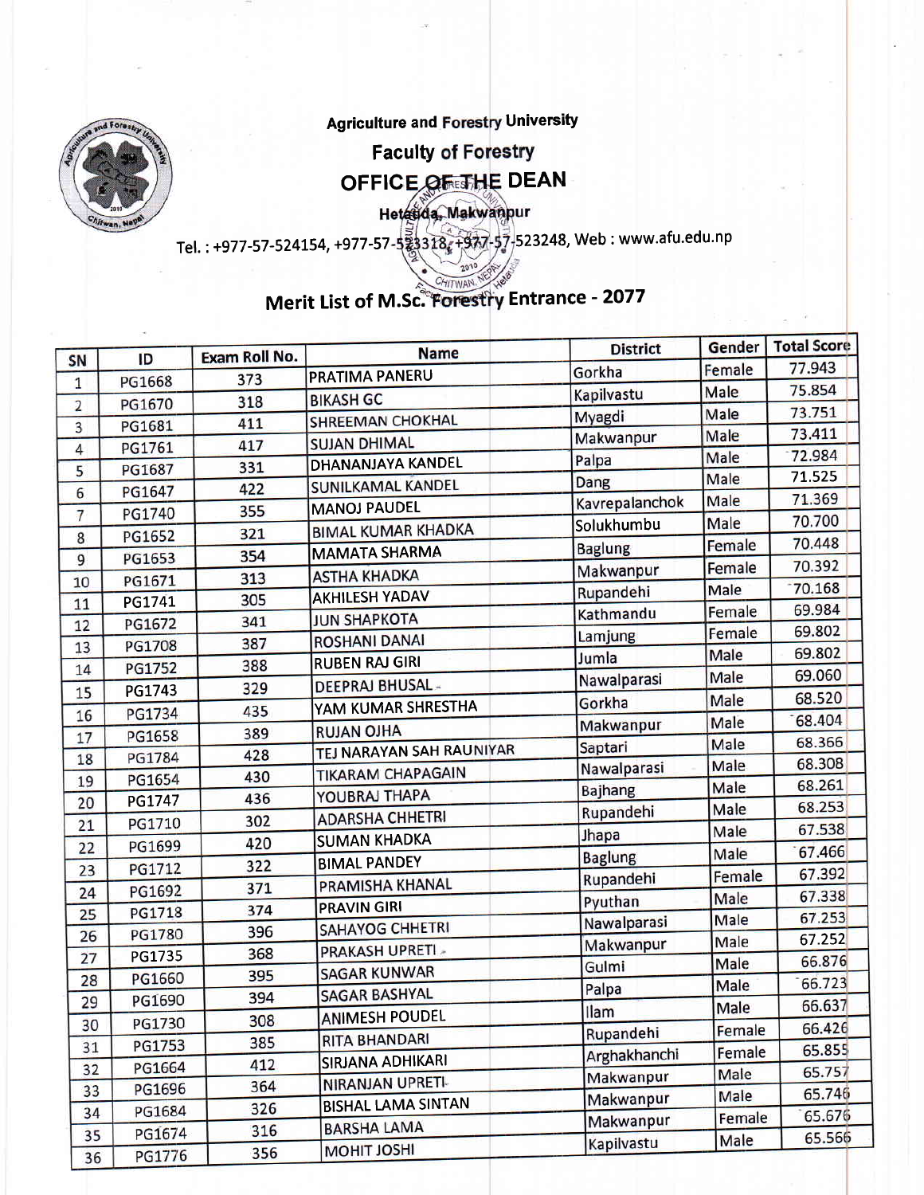Agriculture and Forestry University

Faculty of Forestry

# OFFICE OF THE DEAN

Hetauda, Makwanpur

Tel. : +977-57-524154, +977-57-523318, +977-57-523248, Web : www.afu.edu.np

## Merit List of M.Sc. Forestry Entrance - 2077

| SN | ID | Exam Roll No. | Name | District | Gender | Total Score |
|---|---|---|---|---|---|---|
| 1 | PG1668 | 373 | PRATIMA PANERU | Gorkha | Female | 77.943 |
| 2 | PG1670 | 318 | BIKASH GC | Kapilvastu | Male | 75.854 |
| 3 | PG1681 | 411 | SHREEMAN CHOKHAL | Myagdi | Male | 73.751 |
| 4 | PG1761 | 417 | SUJAN DHIMAL | Makwanpur | Male | 73.411 |
| 5 | PG1687 | 331 | DHANANJAYA KANDEL | Palpa | Male | 72.984 |
| 6 | PG1647 | 422 | SUNILKAMAL KANDEL | Dang | Male | 71.525 |
| 7 | PG1740 | 355 | MANOJ PAUDEL | Kavrepalanchok | Male | 71.369 |
| 8 | PG1652 | 321 | BIMAL KUMAR KHADKA | Solukhumbu | Male | 70.700 |
| 9 | PG1653 | 354 | MAMATA SHARMA | Baglung | Female | 70.448 |
| 10 | PG1671 | 313 | ASTHA KHADKA | Makwanpur | Female | 70.392 |
| 11 | PG1741 | 305 | AKHILESH YADAV | Rupandehi | Male | 70.168 |
| 12 | PG1672 | 341 | JUN SHAPKOTA | Kathmandu | Female | 69.984 |
| 13 | PG1708 | 387 | ROSHANI DANAI | Lamjung | Female | 69.802 |
| 14 | PG1752 | 388 | RUBEN RAJ GIRI | Jumla | Male | 69.802 |
| 15 | PG1743 | 329 | DEEPRAJ BHUSAL | Nawalparasi | Male | 69.060 |
| 16 | PG1734 | 435 | YAM KUMAR SHRESTHA | Gorkha | Male | 68.520 |
| 17 | PG1658 | 389 | RUJAN OJHA | Makwanpur | Male | 68.404 |
| 18 | PG1784 | 428 | TEJ NARAYAN SAH RAUNIYAR | Saptari | Male | 68.366 |
| 19 | PG1654 | 430 | TIKARAM CHAPAGAIN | Nawalparasi | Male | 68.308 |
| 20 | PG1747 | 436 | YOUBRAJ THAPA | Bajhang | Male | 68.261 |
| 21 | PG1710 | 302 | ADARSHA CHHETRI | Rupandehi | Male | 68.253 |
| 22 | PG1699 | 420 | SUMAN KHADKA | Jhapa | Male | 67.538 |
| 23 | PG1712 | 322 | BIMAL PANDEY | Baglung | Male | 67.466 |
| 24 | PG1692 | 371 | PRAMISHA KHANAL | Rupandehi | Female | 67.392 |
| 25 | PG1718 | 374 | PRAVIN GIRI | Pyuthan | Male | 67.338 |
| 26 | PG1780 | 396 | SAHAYOG CHHETRI | Nawalparasi | Male | 67.253 |
| 27 | PG1735 | 368 | PRAKASH UPRETI | Makwanpur | Male | 67.252 |
| 28 | PG1660 | 395 | SAGAR KUNWAR | Gulmi | Male | 66.876 |
| 29 | PG1690 | 394 | SAGAR BASHYAL | Palpa | Male | 66.723 |
| 30 | PG1730 | 308 | ANIMESH POUDEL | Ilam | Male | 66.637 |
| 31 | PG1753 | 385 | RITA BHANDARI | Rupandehi | Female | 66.426 |
| 32 | PG1664 | 412 | SIRJANA ADHIKARI | Arghakhanchi | Female | 65.855 |
| 33 | PG1696 | 364 | NIRANJAN UPRETI | Makwanpur | Male | 65.757 |
| 34 | PG1684 | 326 | BISHAL LAMA SINTAN | Makwanpur | Male | 65.746 |
| 35 | PG1674 | 316 | BARSHA LAMA | Makwanpur | Female | 65.676 |
| 36 | PG1776 | 356 | MOHIT JOSHI | Kapilvastu | Male | 65.566 |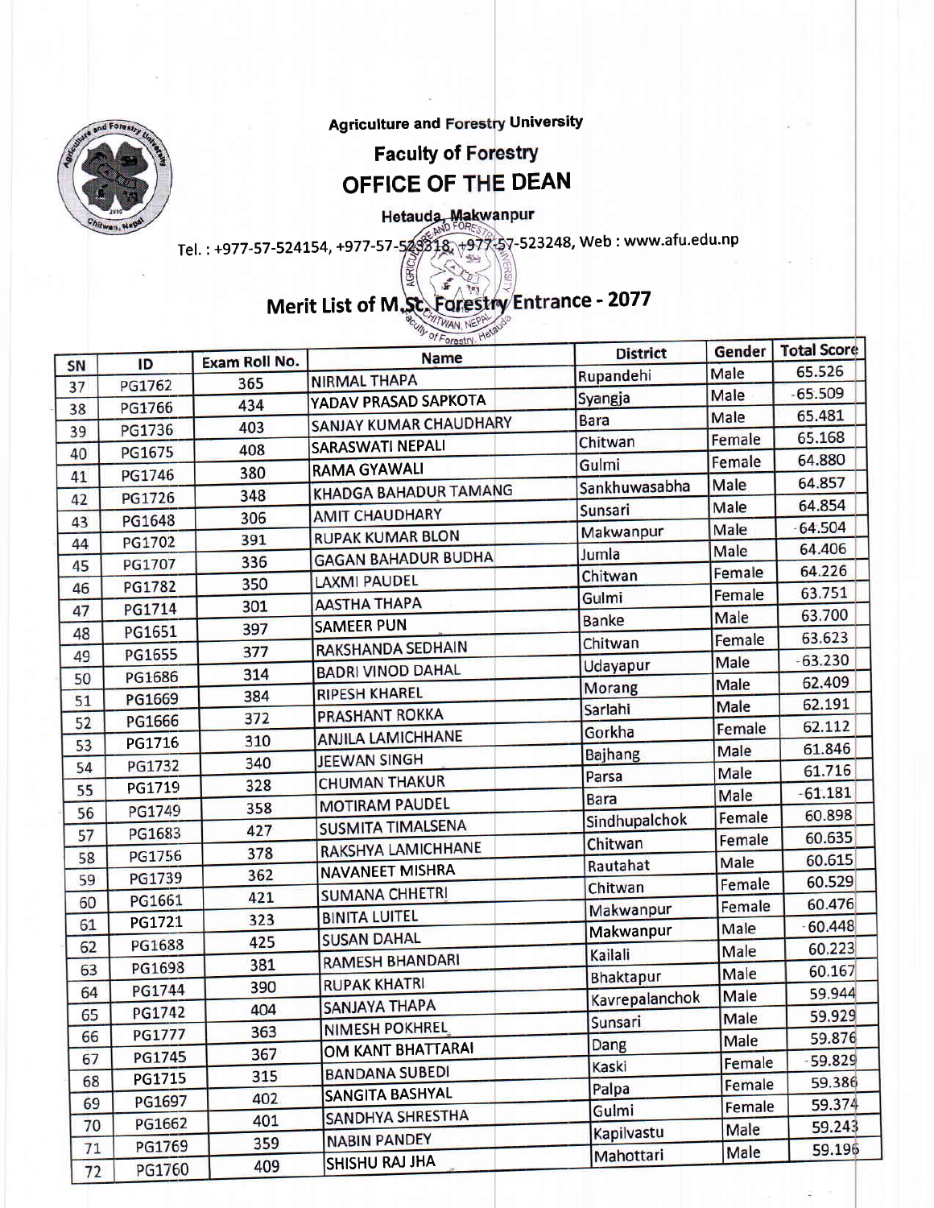Agriculture and Forestry University

**Faculty of Forestry**

# OFFICE OF THE DEAN

**Hetauda, Makwanpur**

Tel. : +977-57-524154, +977-57-523318, +977-57-523248, Web : www.afu.edu.np

## Merit List of M.Sc. Forestry Entrance - 2077

| SN | ID | Exam Roll No. | Name | District | Gender | Total Score |
|---|---|---|---|---|---|---|
| 37 | PG1762 | 365 | NIRMAL THAPA | Rupandehi | Male | 65.526 |
| 38 | PG1766 | 434 | YADAV PRASAD SAPKOTA | Syangja | Male | 65.509 |
| 39 | PG1736 | 403 | SANJAY KUMAR CHAUDHARY | Bara | Male | 65.481 |
| 40 | PG1675 | 408 | SARASWATI NEPALI | Chitwan | Female | 65.168 |
| 41 | PG1746 | 380 | RAMA GYAWALI | Gulmi | Female | 64.880 |
| 42 | PG1726 | 348 | KHADGA BAHADUR TAMANG | Sankhuwasabha | Male | 64.857 |
| 43 | PG1648 | 306 | AMIT CHAUDHARY | Sunsari | Male | 64.854 |
| 44 | PG1702 | 391 | RUPAK KUMAR BLON | Makwanpur | Male | 64.504 |
| 45 | PG1707 | 336 | GAGAN BAHADUR BUDHA | Jumla | Male | 64.406 |
| 46 | PG1782 | 350 | LAXMI PAUDEL | Chitwan | Female | 64.226 |
| 47 | PG1714 | 301 | AASTHA THAPA | Gulmi | Female | 63.751 |
| 48 | PG1651 | 397 | SAMEER PUN | Banke | Male | 63.700 |
| 49 | PG1655 | 377 | RAKSHANDA SEDHAIN | Chitwan | Female | 63.623 |
| 50 | PG1686 | 314 | BADRI VINOD DAHAL | Udayapur | Male | 63.230 |
| 51 | PG1669 | 384 | RIPESH KHAREL | Morang | Male | 62.409 |
| 52 | PG1666 | 372 | PRASHANT ROKKA | Sarlahi | Male | 62.191 |
| 53 | PG1716 | 310 | ANJILA LAMICHHANE | Gorkha | Female | 62.112 |
| 54 | PG1732 | 340 | JEEWAN SINGH | Bajhang | Male | 61.846 |
| 55 | PG1719 | 328 | CHUMAN THAKUR | Parsa | Male | 61.716 |
| 56 | PG1749 | 358 | MOTIRAM PAUDEL | Bara | Male | 61.181 |
| 57 | PG1683 | 427 | SUSMITA TIMALSENA | Sindhupalchok | Female | 60.898 |
| 58 | PG1756 | 378 | RAKSHYA LAMICHHANE | Chitwan | Female | 60.635 |
| 59 | PG1739 | 362 | NAVANEET MISHRA | Rautahat | Male | 60.615 |
| 60 | PG1661 | 421 | SUMANA CHHETRI | Chitwan | Female | 60.529 |
| 61 | PG1721 | 323 | BINITA LUITEL | Makwanpur | Female | 60.476 |
| 62 | PG1688 | 425 | SUSAN DAHAL | Makwanpur | Male | 60.448 |
| 63 | PG1698 | 381 | RAMESH BHANDARI | Kailali | Male | 60.223 |
| 64 | PG1744 | 390 | RUPAK KHATRI | Bhaktapur | Male | 60.167 |
| 65 | PG1742 | 404 | SANJAYA THAPA | Kavrepalanchok | Male | 59.944 |
| 66 | PG1777 | 363 | NIMESH POKHREL | Sunsari | Male | 59.929 |
| 67 | PG1745 | 367 | OM KANT BHATTARAI | Dang | Male | 59.876 |
| 68 | PG1715 | 315 | BANDANA SUBEDI | Kaski | Female | 59.829 |
| 69 | PG1697 | 402 | SANGITA BASHYAL | Palpa | Female | 59.386 |
| 70 | PG1662 | 401 | SANDHYA SHRESTHA | Gulmi | Female | 59.374 |
| 71 | PG1769 | 359 | NABIN PANDEY | Kapilvastu | Male | 59.243 |
| 72 | PG1760 | 409 | SHISHU RAJ JHA | Mahottari | Male | 59.196 |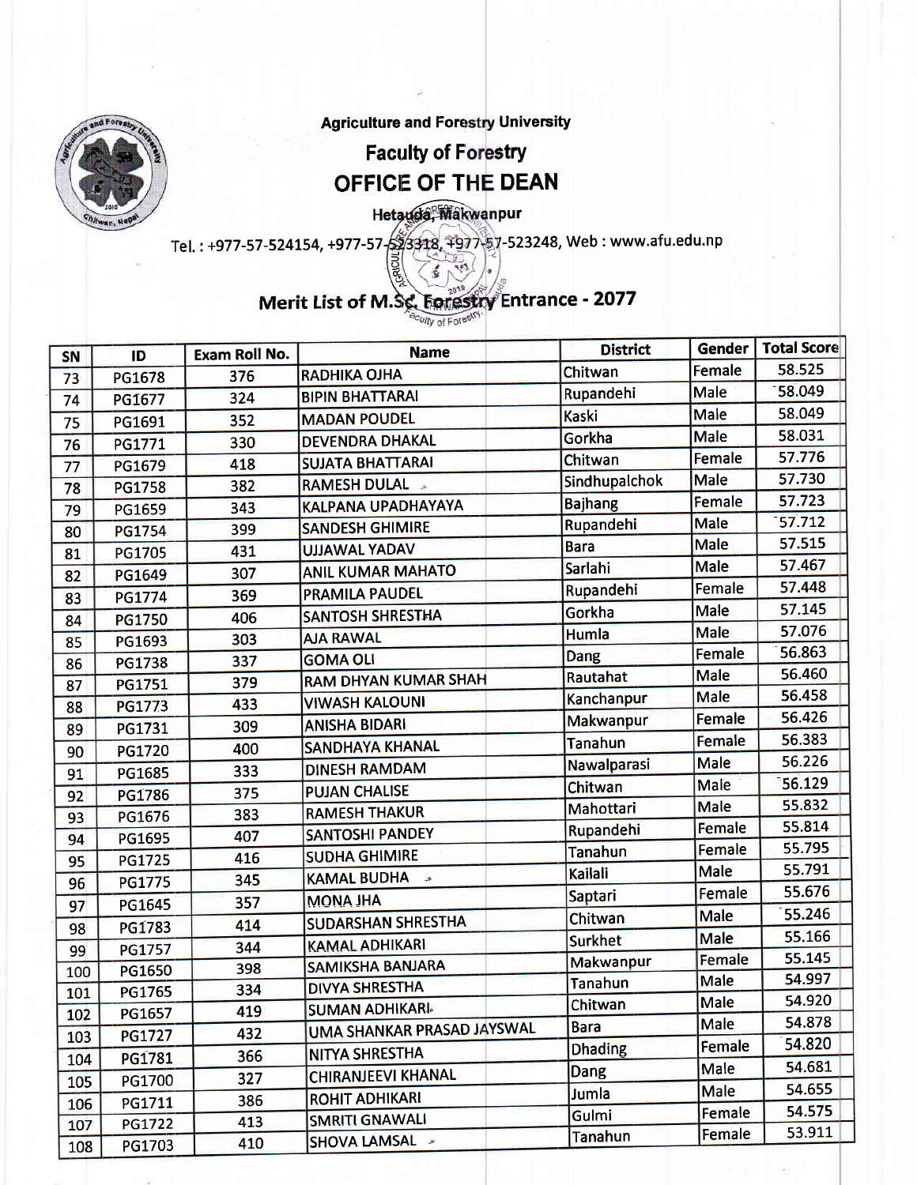Agriculture and Forestry University

## Faculty of Forestry

# OFFICE OF THE DEAN

Hetauda, Makwanpur

Tel. : +977-57-524154, +977-57-523318, +977-57-523248, Web : www.afu.edu.np

## Merit List of M.Sc. Forestry Entrance - 2077

| SN | ID | Exam Roll No. | Name | District | Gender | Total Score |
|---|---|---|---|---|---|---|
| 73 | PG1678 | 376 | RADHIKA OJHA | Chitwan | Female | 58.525 |
| 74 | PG1677 | 324 | BIPIN BHATTARAI | Rupandehi | Male | 58.049 |
| 75 | PG1691 | 352 | MADAN POUDEL | Kaski | Male | 58.049 |
| 76 | PG1771 | 330 | DEVENDRA DHAKAL | Gorkha | Male | 58.031 |
| 77 | PG1679 | 418 | SUJATA BHATTARAI | Chitwan | Female | 57.776 |
| 78 | PG1758 | 382 | RAMESH DULAL | Sindhupalchok | Male | 57.730 |
| 79 | PG1659 | 343 | KALPANA UPADHAYAYA | Bajhang | Female | 57.723 |
| 80 | PG1754 | 399 | SANDESH GHIMIRE | Rupandehi | Male | 57.712 |
| 81 | PG1705 | 431 | UJJAWAL YADAV | Bara | Male | 57.515 |
| 82 | PG1649 | 307 | ANIL KUMAR MAHATO | Sarlahi | Male | 57.467 |
| 83 | PG1774 | 369 | PRAMILA PAUDEL | Rupandehi | Female | 57.448 |
| 84 | PG1750 | 406 | SANTOSH SHRESTHA | Gorkha | Male | 57.145 |
| 85 | PG1693 | 303 | AJA RAWAL | Humla | Male | 57.076 |
| 86 | PG1738 | 337 | GOMA OLI | Dang | Female | 56.863 |
| 87 | PG1751 | 379 | RAM DHYAN KUMAR SHAH | Rautahat | Male | 56.460 |
| 88 | PG1773 | 433 | VIWASH KALOUNI | Kanchanpur | Male | 56.458 |
| 89 | PG1731 | 309 | ANISHA BIDARI | Makwanpur | Female | 56.426 |
| 90 | PG1720 | 400 | SANDHAYA KHANAL | Tanahun | Female | 56.383 |
| 91 | PG1685 | 333 | DINESH RAMDAM | Nawalparasi | Male | 56.226 |
| 92 | PG1786 | 375 | PUJAN CHALISE | Chitwan | Male | 56.129 |
| 93 | PG1676 | 383 | RAMESH THAKUR | Mahottari | Male | 55.832 |
| 94 | PG1695 | 407 | SANTOSHI PANDEY | Rupandehi | Female | 55.814 |
| 95 | PG1725 | 416 | SUDHA GHIMIRE | Tanahun | Female | 55.795 |
| 96 | PG1775 | 345 | KAMAL BUDHA | Kailali | Male | 55.791 |
| 97 | PG1645 | 357 | MONA JHA | Saptari | Female | 55.676 |
| 98 | PG1783 | 414 | SUDARSHAN SHRESTHA | Chitwan | Male | 55.246 |
| 99 | PG1757 | 344 | KAMAL ADHIKARI | Surkhet | Male | 55.166 |
| 100 | PG1650 | 398 | SAMIKSHA BANJARA | Makwanpur | Female | 55.145 |
| 101 | PG1765 | 334 | DIVYA SHRESTHA | Tanahun | Male | 54.997 |
| 102 | PG1657 | 419 | SUMAN ADHIKARI | Chitwan | Male | 54.920 |
| 103 | PG1727 | 432 | UMA SHANKAR PRASAD JAYSWAL | Bara | Male | 54.878 |
| 104 | PG1781 | 366 | NITYA SHRESTHA | Dhading | Female | 54.820 |
| 105 | PG1700 | 327 | CHIRANJEEVI KHANAL | Dang | Male | 54.681 |
| 106 | PG1711 | 386 | ROHIT ADHIKARI | Jumla | Male | 54.655 |
| 107 | PG1722 | 413 | SMRITI GNAWALI | Gulmi | Female | 54.575 |
| 108 | PG1703 | 410 | SHOVA LAMSAL | Tanahun | Female | 53.911 |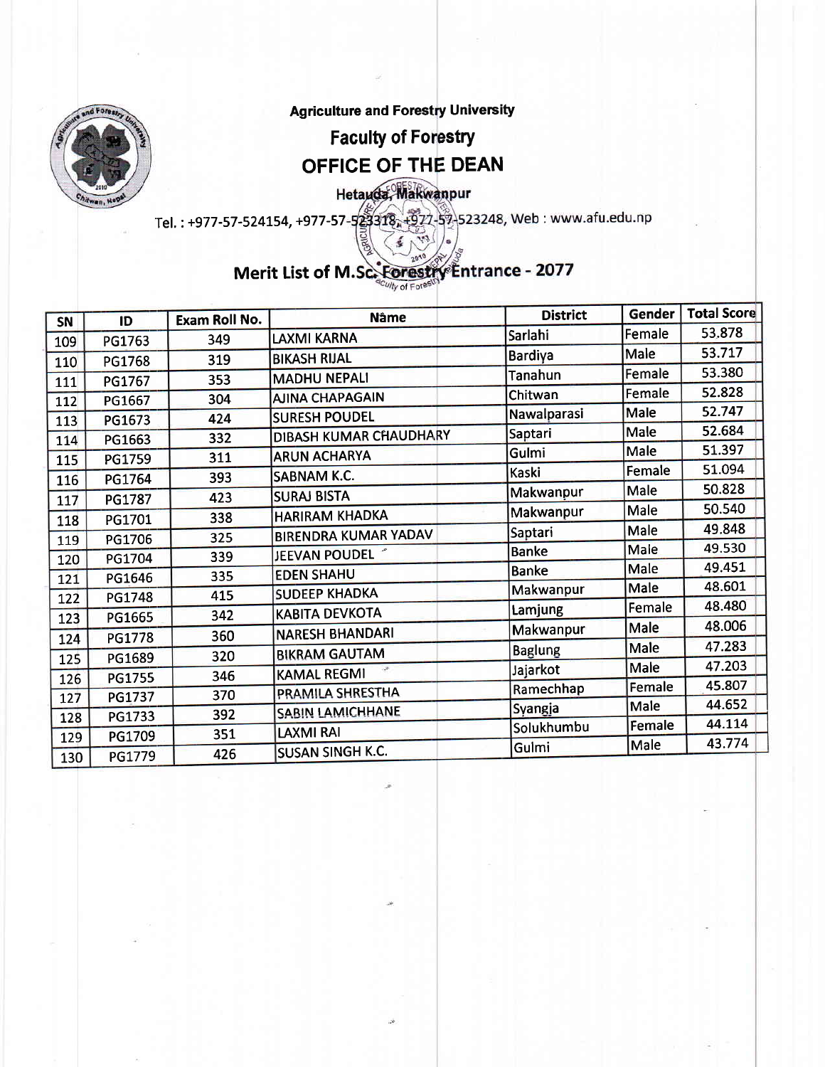Agriculture and Forestry University

## Faculty of Forestry

# OFFICE OF THE DEAN

Hetauda, Makwanpur

Tel. : +977-57-524154, +977-57-523318, +977-57-523248, Web : www.afu.edu.np

## Merit List of M.Sc. Forestry Entrance - 2077

| SN | ID | Exam Roll No. | Name | District | Gender | Total Score |
|---|---|---|---|---|---|---|
| 109 | PG1763 | 349 | LAXMI KARNA | Sarlahi | Female | 53.878 |
| 110 | PG1768 | 319 | BIKASH RIJAL | Bardiya | Male | 53.717 |
| 111 | PG1767 | 353 | MADHU NEPALI | Tanahun | Female | 53.380 |
| 112 | PG1667 | 304 | AJINA CHAPAGAIN | Chitwan | Female | 52.828 |
| 113 | PG1673 | 424 | SURESH POUDEL | Nawalparasi | Male | 52.747 |
| 114 | PG1663 | 332 | DIBASH KUMAR CHAUDHARY | Saptari | Male | 52.684 |
| 115 | PG1759 | 311 | ARUN ACHARYA | Gulmi | Male | 51.397 |
| 116 | PG1764 | 393 | SABNAM K.C. | Kaski | Female | 51.094 |
| 117 | PG1787 | 423 | SURAJ BISTA | Makwanpur | Male | 50.828 |
| 118 | PG1701 | 338 | HARIRAM KHADKA | Makwanpur | Male | 50.540 |
| 119 | PG1706 | 325 | BIRENDRA KUMAR YADAV | Saptari | Male | 49.848 |
| 120 | PG1704 | 339 | JEEVAN POUDEL | Banke | Male | 49.530 |
| 121 | PG1646 | 335 | EDEN SHAHU | Banke | Male | 49.451 |
| 122 | PG1748 | 415 | SUDEEP KHADKA | Makwanpur | Male | 48.601 |
| 123 | PG1665 | 342 | KABITA DEVKOTA | Lamjung | Female | 48.480 |
| 124 | PG1778 | 360 | NARESH BHANDARI | Makwanpur | Male | 48.006 |
| 125 | PG1689 | 320 | BIKRAM GAUTAM | Baglung | Male | 47.283 |
| 126 | PG1755 | 346 | KAMAL REGMI | Jajarkot | Male | 47.203 |
| 127 | PG1737 | 370 | PRAMILA SHRESTHA | Ramechhap | Female | 45.807 |
| 128 | PG1733 | 392 | SABIN LAMICHHANE | Syangja | Male | 44.652 |
| 129 | PG1709 | 351 | LAXMI RAI | Solukhumbu | Female | 44.114 |
| 130 | PG1779 | 426 | SUSAN SINGH K.C. | Gulmi | Male | 43.774 |